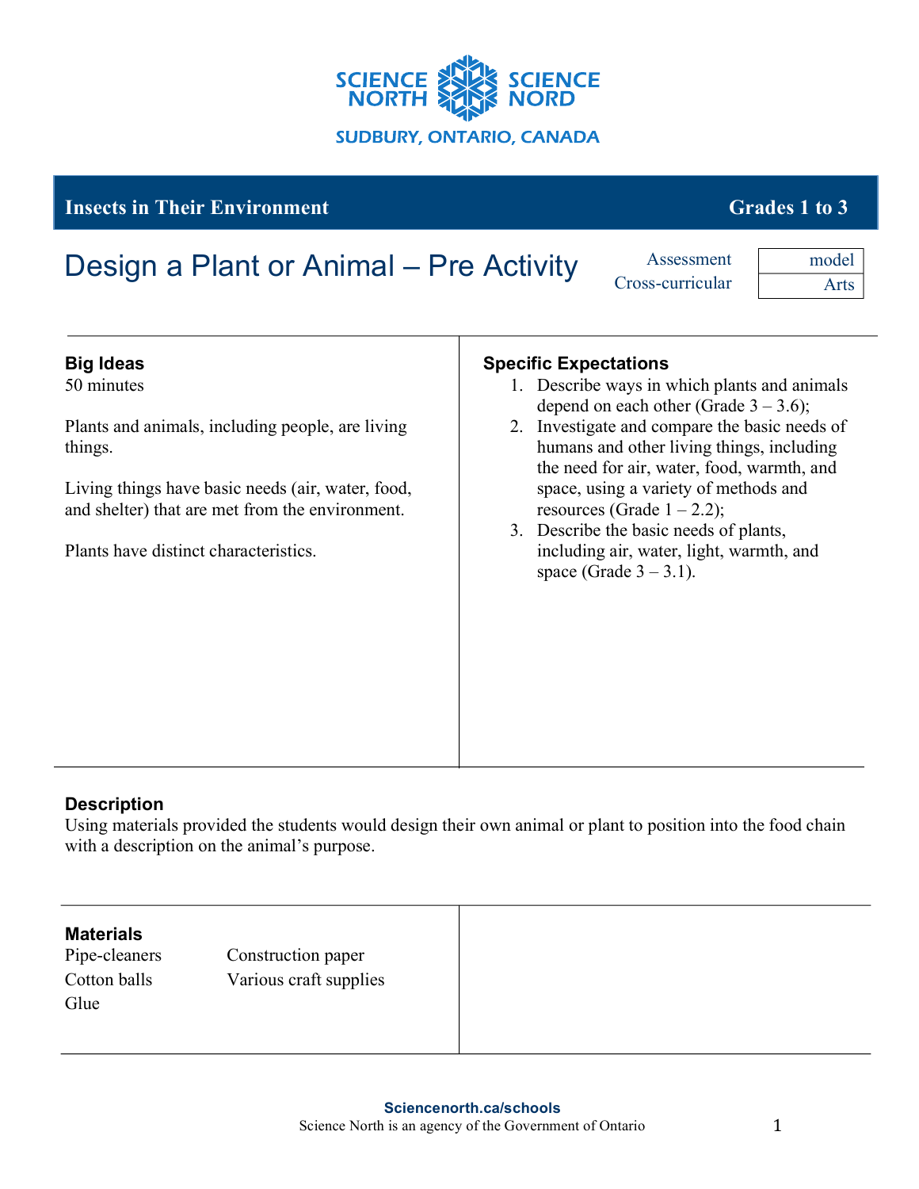SCIENCE NORTH SCIENCE NORD

SUDBURY, ONTARIO, CANADA

**Insects in Their Environment** **Grades 1 to 3**

# Design a Plant or Animal – Pre Activity

| Assessment | model |
|---|---|
| Cross-curricular | Arts |

### Big Ideas

50 minutes

Plants and animals, including people, are living things.

Living things have basic needs (air, water, food, and shelter) that are met from the environment.

Plants have distinct characteristics.

### Specific Expectations

1. Describe ways in which plants and animals depend on each other (Grade 3 – 3.6);
2. Investigate and compare the basic needs of humans and other living things, including the need for air, water, food, warmth, and space, using a variety of methods and resources (Grade 1 – 2.2);
3. Describe the basic needs of plants, including air, water, light, warmth, and space (Grade 3 – 3.1).

### Description

Using materials provided the students would design their own animal or plant to position into the food chain with a description on the animal's purpose.

### Materials

- Pipe-cleaners
- Cotton balls
- Glue
- Construction paper
- Various craft supplies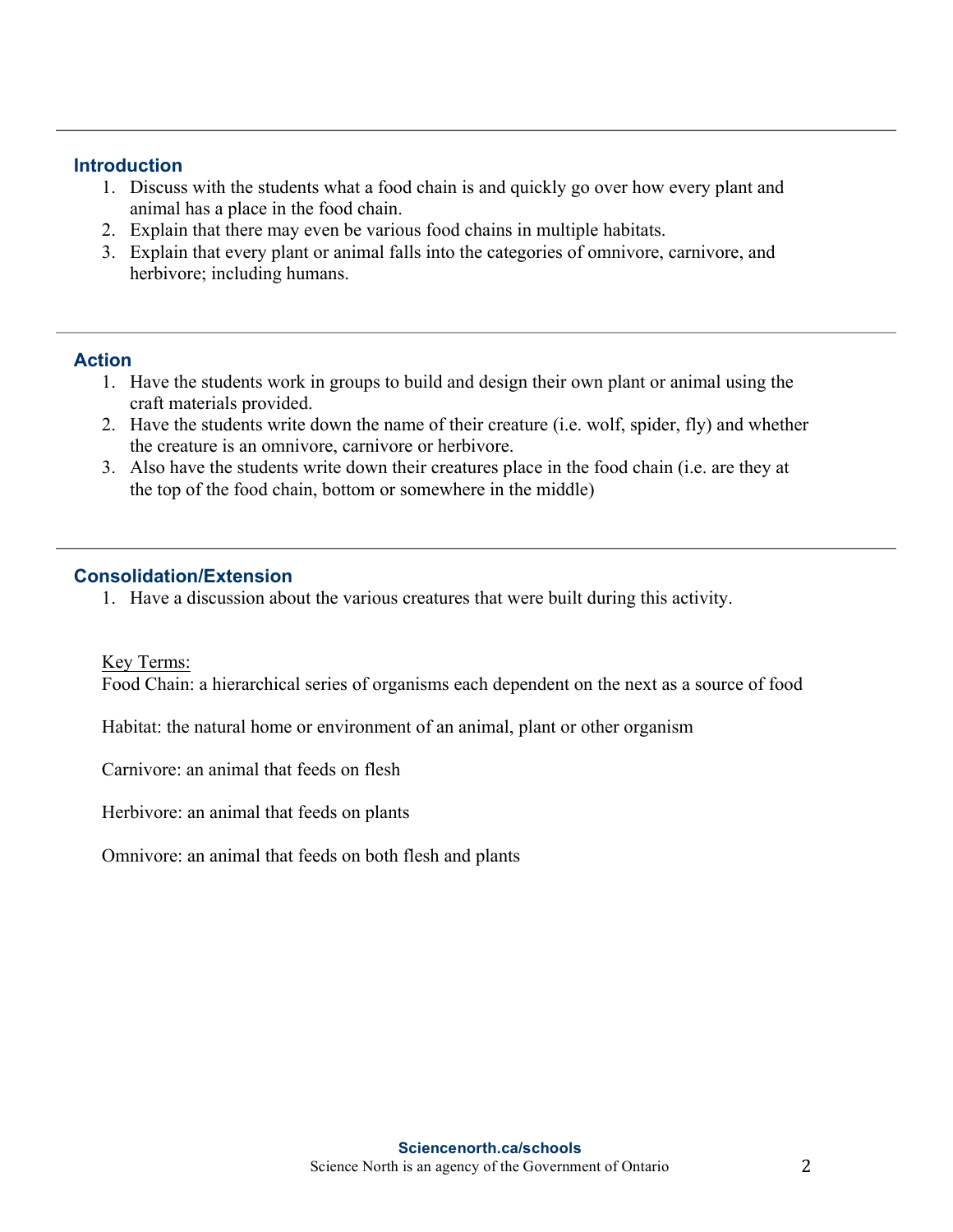## Introduction

1. Discuss with the students what a food chain is and quickly go over how every plant and animal has a place in the food chain.
2. Explain that there may even be various food chains in multiple habitats.
3. Explain that every plant or animal falls into the categories of omnivore, carnivore, and herbivore; including humans.

## Action

1. Have the students work in groups to build and design their own plant or animal using the craft materials provided.
2. Have the students write down the name of their creature (i.e. wolf, spider, fly) and whether the creature is an omnivore, carnivore or herbivore.
3. Also have the students write down their creatures place in the food chain (i.e. are they at the top of the food chain, bottom or somewhere in the middle)

## Consolidation/Extension

1. Have a discussion about the various creatures that were built during this activity.

Key Terms:

Food Chain: a hierarchical series of organisms each dependent on the next as a source of food

Habitat: the natural home or environment of an animal, plant or other organism

Carnivore: an animal that feeds on flesh

Herbivore: an animal that feeds on plants

Omnivore: an animal that feeds on both flesh and plants

**Sciencenorth.ca/schools**

Science North is an agency of the Government of Ontario